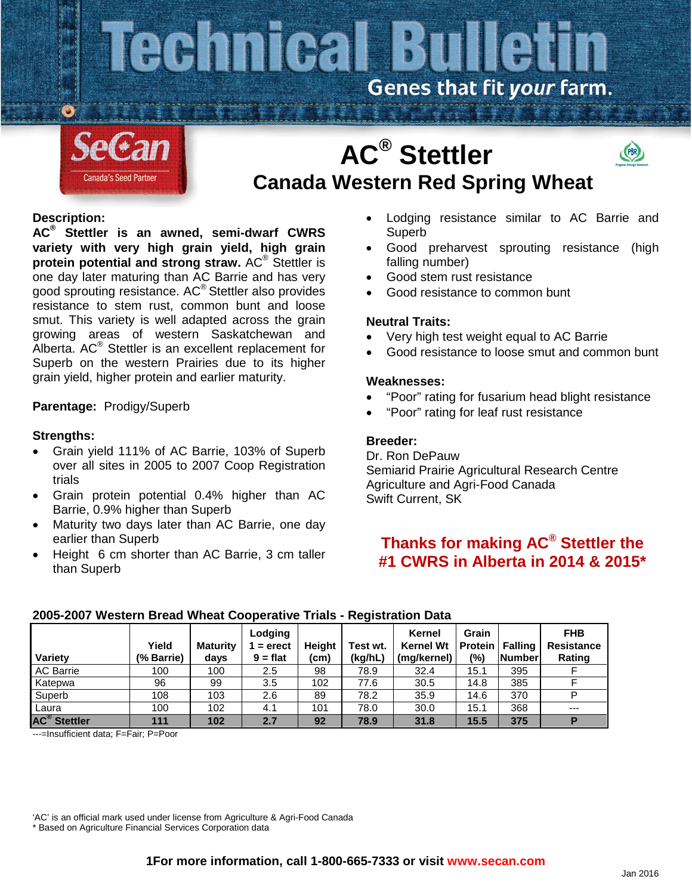# Technical Bulletin

Genes that fit *your* farm.

SeCan
Canada's Seed Partner

# AC® Stettler

## Canada Western Red Spring Wheat

### Description:

**AC® Stettler is an awned, semi-dwarf CWRS variety with very high grain yield, high grain protein potential and strong straw.** AC® Stettler is one day later maturing than AC Barrie and has very good sprouting resistance. AC® Stettler also provides resistance to stem rust, common bunt and loose smut. This variety is well adapted across the grain growing areas of western Saskatchewan and Alberta. AC® Stettler is an excellent replacement for Superb on the western Prairies due to its higher grain yield, higher protein and earlier maturity.

**Parentage:** Prodigy/Superb

### Strengths:

- Grain yield 111% of AC Barrie, 103% of Superb over all sites in 2005 to 2007 Coop Registration trials
- Grain protein potential 0.4% higher than AC Barrie, 0.9% higher than Superb
- Maturity two days later than AC Barrie, one day earlier than Superb
- Height 6 cm shorter than AC Barrie, 3 cm taller than Superb
- Lodging resistance similar to AC Barrie and Superb
- Good preharvest sprouting resistance (high falling number)
- Good stem rust resistance
- Good resistance to common bunt

### Neutral Traits:

- Very high test weight equal to AC Barrie
- Good resistance to loose smut and common bunt

### Weaknesses:

- "Poor" rating for fusarium head blight resistance
- "Poor" rating for leaf rust resistance

### Breeder:

Dr. Ron DePauw
Semiarid Prairie Agricultural Research Centre
Agriculture and Agri-Food Canada
Swift Current, SK

**Thanks for making AC® Stettler the #1 CWRS in Alberta in 2014 & 2015\***

**2005-2007 Western Bread Wheat Cooperative Trials - Registration Data**

| Variety | Yield (% Barrie) | Maturity days | Lodging 1 = erect 9 = flat | Height (cm) | Test wt. (kg/hL) | Kernel Kernel Wt (mg/kernel) | Grain Protein (%) | Falling Number | FHB Resistance Rating |
|---|---|---|---|---|---|---|---|---|---|
| AC Barrie | 100 | 100 | 2.5 | 98 | 78.9 | 32.4 | 15.1 | 395 | F |
| Katepwa | 96 | 99 | 3.5 | 102 | 77.6 | 30.5 | 14.8 | 385 | F |
| Superb | 108 | 103 | 2.6 | 89 | 78.2 | 35.9 | 14.6 | 370 | P |
| Laura | 100 | 102 | 4.1 | 101 | 78.0 | 30.0 | 15.1 | 368 | --- |
| **AC® Stettler** | **111** | **102** | **2.7** | **92** | **78.9** | **31.8** | **15.5** | **375** | **P** |

---=Insufficient data; F=Fair; P=Poor

'AC' is an official mark used under license from Agriculture & Agri-Food Canada
\* Based on Agriculture Financial Services Corporation data

**1For more information, call 1-800-665-7333 or visit www.secan.com**

Jan 2016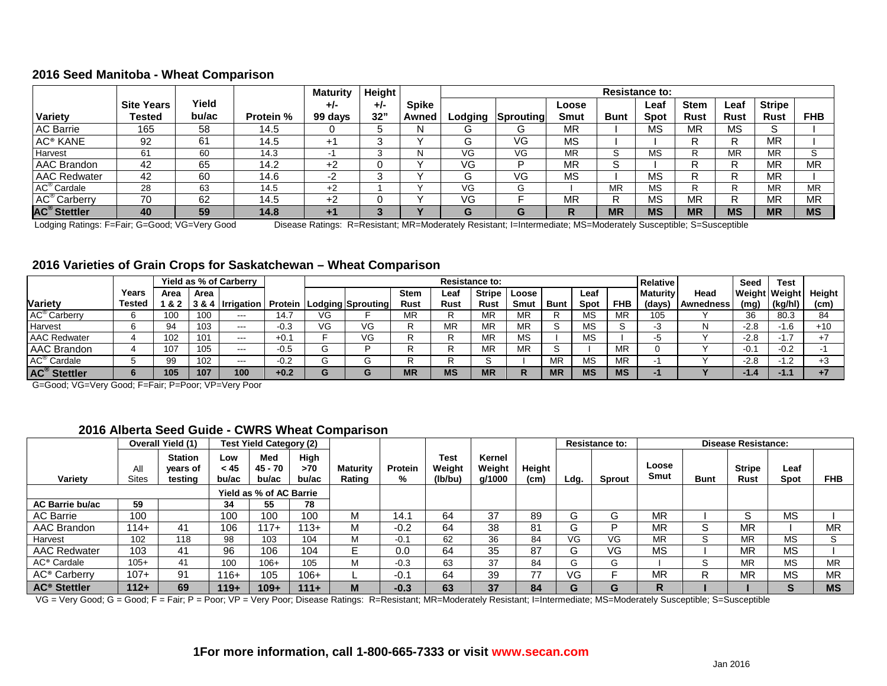## 2016 Seed Manitoba - Wheat Comparison

| Variety | Site Years Tested | Yield bu/ac | Protein % | Maturity +/- 99 days | Height +/- 32" | Spike Awned | Lodging | Sprouting | Loose Smut | Bunt | Leaf Spot | Stem Rust | Leaf Rust | Stripe Rust | FHB |
|---|---|---|---|---|---|---|---|---|---|---|---|---|---|---|---|
| | | | | | | | Resistance to: | | | | | | | | |
| AC Barrie | 165 | 58 | 14.5 | 0 | 5 | N | G | G | MR | I | MS | MR | MS | S | I |
| AC® KANE | 92 | 61 | 14.5 | +1 | 3 | Y | G | VG | MS | I | I | R | R | MR | I |
| Harvest | 61 | 60 | 14.3 | -1 | 3 | N | VG | VG | MR | S | MS | R | MR | MR | S |
| AAC Brandon | 42 | 65 | 14.2 | +2 | 0 | Y | VG | P | MR | S | I | R | R | MR | MR |
| AAC Redwater | 42 | 60 | 14.6 | -2 | 3 | Y | G | VG | MS | I | MS | R | R | MR | I |
| AC® Cardale | 28 | 63 | 14.5 | +2 | 1 | Y | VG | G | I | MR | MS | R | R | MR | MR |
| AC® Carberry | 70 | 62 | 14.5 | +2 | 0 | Y | VG | F | MR | R | MS | MR | R | MR | MR |
| **AC® Stettler** | **40** | **59** | **14.8** | **+1** | **3** | **Y** | **G** | **G** | **R** | **MR** | **MS** | **MR** | **MS** | **MR** | **MS** |

Lodging Ratings: F=Fair; G=Good; VG=Very Good    Disease Ratings: R=Resistant; MR=Moderately Resistant; I=Intermediate; MS=Moderately Susceptible; S=Susceptible

## 2016 Varieties of Grain Crops for Saskatchewan – Wheat Comparison

| Variety | Years Tested | Yield as % of Carberry: Area 1 & 2 | Area 3 & 4 | Irrigation | Protein | Lodging | Sprouting | Stem Rust | Leaf Rust | Stripe Rust | Loose Smut | Bunt | Leaf Spot | FHB | Relative Maturity (days) | Head Awnedness | Seed Weight (mg) | Test Weight (kg/hl) | Height (cm) |
|---|---|---|---|---|---|---|---|---|---|---|---|---|---|---|---|---|---|---|---|
| | | | | | | Resistance to: | | | | | | | | | | | | | |
| AC® Carberry | 6 | 100 | 100 | --- | 14.7 | VG | F | MR | R | MR | MR | R | MS | MR | 105 | Y | 36 | 80.3 | 84 |
| Harvest | 6 | 94 | 103 | --- | -0.3 | VG | VG | R | MR | MR | MR | S | MS | S | -3 | N | -2.8 | -1.6 | +10 |
| AAC Redwater | 4 | 102 | 101 | --- | +0.1 | F | VG | R | R | MR | MS | I | MS | I | -5 | Y | -2.8 | -1.7 | +7 |
| AAC Brandon | 4 | 107 | 105 | --- | -0.5 | G | P | R | R | MR | MR | S | I | MR | 0 | Y | -0.1 | -0.2 | -1 |
| AC® Cardale | 5 | 99 | 102 | --- | -0.2 | G | G | R | R | S | I | MR | MS | MR | -1 | Y | -2.8 | -1.2 | +3 |
| **AC® Stettler** | **6** | **105** | **107** | **100** | **+0.2** | **G** | **G** | **MR** | **MS** | **MR** | **R** | **MR** | **MS** | **MS** | **-1** | **Y** | **-1.4** | **-1.1** | **+7** |

G=Good; VG=Very Good; F=Fair; P=Poor; VP=Very Poor

## 2016 Alberta Seed Guide - CWRS Wheat Comparison

| Variety | Overall Yield (1): All Sites | Station years of testing | Test Yield Category (2): Low < 45 bu/ac | Med 45 - 70 bu/ac | High >70 bu/ac | Maturity Rating | Protein % | Test Weight (lb/bu) | Kernel Weight g/1000 | Height (cm) | Resistance to: Ldg. | Sprout | Disease Resistance: Loose Smut | Bunt | Stripe Rust | Leaf Spot | FHB |
|---|---|---|---|---|---|---|---|---|---|---|---|---|---|---|---|---|---|
| | | | Yield as % of AC Barrie | | | | | | | | | | | | | | |
| AC Barrie bu/ac | 59 | | 34 | 55 | 78 | | | | | | | | | | | | |
| AC Barrie | 100 | | 100 | 100 | 100 | M | 14.1 | 64 | 37 | 89 | G | G | MR | I | S | MS | I |
| AAC Brandon | 114+ | 41 | 106 | 117+ | 113+ | M | -0.2 | 64 | 38 | 81 | G | P | MR | S | MR | I | MR |
| Harvest | 102 | 118 | 98 | 103 | 104 | M | -0.1 | 62 | 36 | 84 | VG | VG | MR | S | MR | MS | S |
| AAC Redwater | 103 | 41 | 96 | 106 | 104 | E | 0.0 | 64 | 35 | 87 | G | VG | MS | I | MR | MS | I |
| AC® Cardale | 105+ | 41 | 100 | 106+ | 105 | M | -0.3 | 63 | 37 | 84 | G | G | I | S | MR | MS | MR |
| AC® Carberry | 107+ | 91 | 116+ | 105 | 106+ | L | -0.1 | 64 | 39 | 77 | VG | F | MR | R | MR | MS | MR |
| **AC® Stettler** | **112+** | **69** | **119+** | **109+** | **111+** | **M** | **-0.3** | **63** | **37** | **84** | **G** | **G** | **R** | **I** | **I** | **S** | **MS** |

VG = Very Good; G = Good; F = Fair; P = Poor; VP = Very Poor; Disease Ratings: R=Resistant; MR=Moderately Resistant; I=Intermediate; MS=Moderately Susceptible; S=Susceptible

**1For more information, call 1-800-665-7333 or visit www.secan.com**

Jan 2016